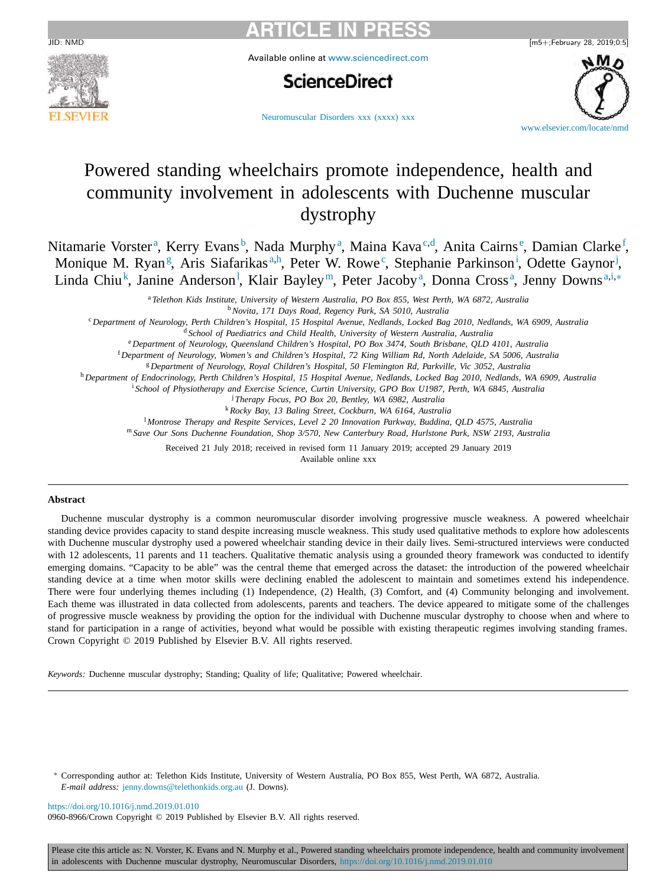# Powered standing wheelchairs promote independence, health and community involvement in adolescents with Duchenne muscular dystrophy

Nitamarie Vorster[a], Kerry Evans[b], Nada Murphy[a], Maina Kava[c,d], Anita Cairns[e], Damian Clarke[f], Monique M. Ryan[g], Aris Siafarikas[a,h], Peter W. Rowe[c], Stephanie Parkinson[i], Odette Gaynor[j], Linda Chiu[k], Janine Anderson[l], Klair Bayley[m], Peter Jacoby[a], Donna Cross[a], Jenny Downs[a,i,*]

[a] *Telethon Kids Institute, University of Western Australia, PO Box 855, West Perth, WA 6872, Australia*
[b] *Novita, 171 Days Road, Regency Park, SA 5010, Australia*
[c] *Department of Neurology, Perth Children's Hospital, 15 Hospital Avenue, Nedlands, Locked Bag 2010, Nedlands, WA 6909, Australia*
[d] *School of Paediatrics and Child Health, University of Western Australia, Australia*
[e] *Department of Neurology, Queensland Children's Hospital, PO Box 3474, South Brisbane, QLD 4101, Australia*
[f] *Department of Neurology, Women's and Children's Hospital, 72 King William Rd, North Adelaide, SA 5006, Australia*
[g] *Department of Neurology, Royal Children's Hospital, 50 Flemington Rd, Parkville, Vic 3052, Australia*
[h] *Department of Endocrinology, Perth Children's Hospital, 15 Hospital Avenue, Nedlands, Locked Bag 2010, Nedlands, WA 6909, Australia*
[i] *School of Physiotherapy and Exercise Science, Curtin University, GPO Box U1987, Perth, WA 6845, Australia*
[j] *Therapy Focus, PO Box 20, Bentley, WA 6982, Australia*
[k] *Rocky Bay, 13 Baling Street, Cockburn, WA 6164, Australia*
[l] *Montrose Therapy and Respite Services, Level 2 20 Innovation Parkway, Buddina, QLD 4575, Australia*
[m] *Save Our Sons Duchenne Foundation, Shop 3/570, New Canterbury Road, Hurlstone Park, NSW 2193, Australia*

Received 21 July 2018; received in revised form 11 January 2019; accepted 29 January 2019
Available online xxx

## Abstract

Duchenne muscular dystrophy is a common neuromuscular disorder involving progressive muscle weakness. A powered wheelchair standing device provides capacity to stand despite increasing muscle weakness. This study used qualitative methods to explore how adolescents with Duchenne muscular dystrophy used a powered wheelchair standing device in their daily lives. Semi-structured interviews were conducted with 12 adolescents, 11 parents and 11 teachers. Qualitative thematic analysis using a grounded theory framework was conducted to identify emerging domains. "Capacity to be able" was the central theme that emerged across the dataset: the introduction of the powered wheelchair standing device at a time when motor skills were declining enabled the adolescent to maintain and sometimes extend his independence. There were four underlying themes including (1) Independence, (2) Health, (3) Comfort, and (4) Community belonging and involvement. Each theme was illustrated in data collected from adolescents, parents and teachers. The device appeared to mitigate some of the challenges of progressive muscle weakness by providing the option for the individual with Duchenne muscular dystrophy to choose when and where to stand for participation in a range of activities, beyond what would be possible with existing therapeutic regimes involving standing frames.
Crown Copyright © 2019 Published by Elsevier B.V. All rights reserved.

*Keywords:* Duchenne muscular dystrophy; Standing; Quality of life; Qualitative; Powered wheelchair.

* Corresponding author at: Telethon Kids Institute, University of Western Australia, PO Box 855, West Perth, WA 6872, Australia.
*E-mail address:* jenny.downs@telethonkids.org.au (J. Downs).

https://doi.org/10.1016/j.nmd.2019.01.010
0960-8966/Crown Copyright © 2019 Published by Elsevier B.V. All rights reserved.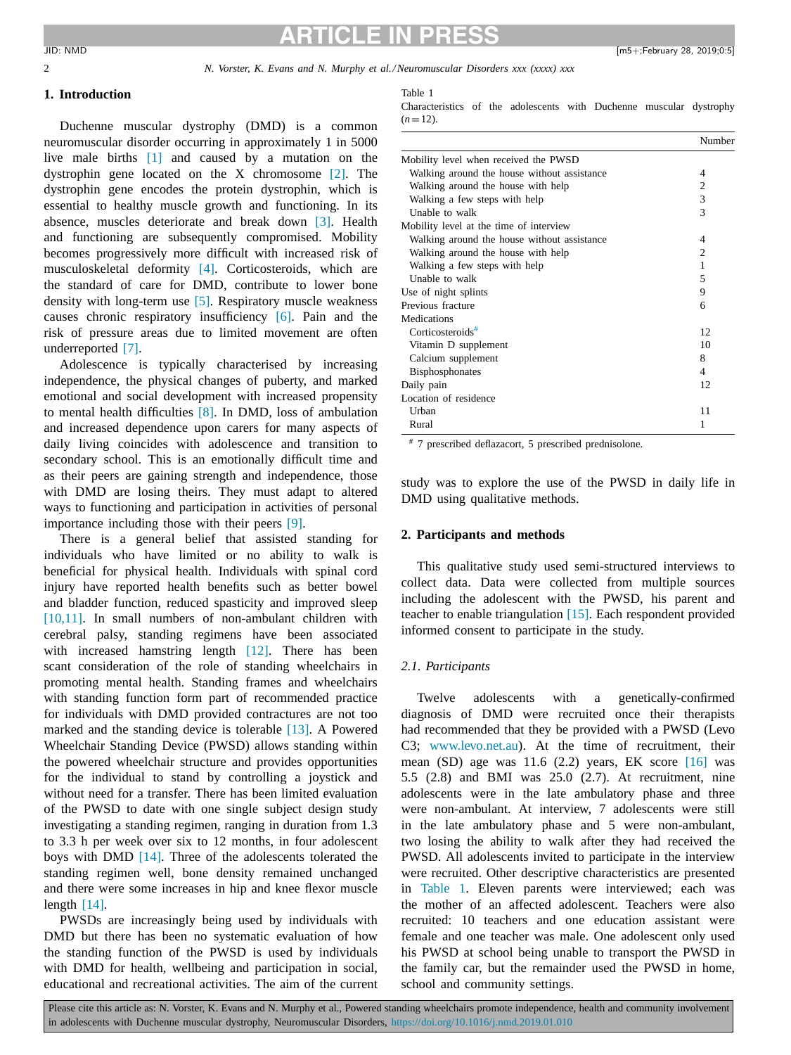## 1. Introduction

Duchenne muscular dystrophy (DMD) is a common neuromuscular disorder occurring in approximately 1 in 5000 live male births [1] and caused by a mutation on the dystrophin gene located on the X chromosome [2]. The dystrophin gene encodes the protein dystrophin, which is essential to healthy muscle growth and functioning. In its absence, muscles deteriorate and break down [3]. Health and functioning are subsequently compromised. Mobility becomes progressively more difficult with increased risk of musculoskeletal deformity [4]. Corticosteroids, which are the standard of care for DMD, contribute to lower bone density with long-term use [5]. Respiratory muscle weakness causes chronic respiratory insufficiency [6]. Pain and the risk of pressure areas due to limited movement are often underreported [7].

Adolescence is typically characterised by increasing independence, the physical changes of puberty, and marked emotional and social development with increased propensity to mental health difficulties [8]. In DMD, loss of ambulation and increased dependence upon carers for many aspects of daily living coincides with adolescence and transition to secondary school. This is an emotionally difficult time and as their peers are gaining strength and independence, those with DMD are losing theirs. They must adapt to altered ways to functioning and participation in activities of personal importance including those with their peers [9].

There is a general belief that assisted standing for individuals who have limited or no ability to walk is beneficial for physical health. Individuals with spinal cord injury have reported health benefits such as better bowel and bladder function, reduced spasticity and improved sleep [10,11]. In small numbers of non-ambulant children with cerebral palsy, standing regimens have been associated with increased hamstring length [12]. There has been scant consideration of the role of standing wheelchairs in promoting mental health. Standing frames and wheelchairs with standing function form part of recommended practice for individuals with DMD provided contractures are not too marked and the standing device is tolerable [13]. A Powered Wheelchair Standing Device (PWSD) allows standing within the powered wheelchair structure and provides opportunities for the individual to stand by controlling a joystick and without need for a transfer. There has been limited evaluation of the PWSD to date with one single subject design study investigating a standing regimen, ranging in duration from 1.3 to 3.3 h per week over six to 12 months, in four adolescent boys with DMD [14]. Three of the adolescents tolerated the standing regimen well, bone density remained unchanged and there were some increases in hip and knee flexor muscle length [14].

PWSDs are increasingly being used by individuals with DMD but there has been no systematic evaluation of how the standing function of the PWSD is used by individuals with DMD for health, wellbeing and participation in social, educational and recreational activities. The aim of the current study was to explore the use of the PWSD in daily life in DMD using qualitative methods.

Table 1
Characteristics of the adolescents with Duchenne muscular dystrophy ($n=12$).

| | Number |
|---|---|
| Mobility level when received the PWSD | |
| Walking around the house without assistance | 4 |
| Walking around the house with help | 2 |
| Walking a few steps with help | 3 |
| Unable to walk | 3 |
| Mobility level at the time of interview | |
| Walking around the house without assistance | 4 |
| Walking around the house with help | 2 |
| Walking a few steps with help | 1 |
| Unable to walk | 5 |
| Use of night splints | 9 |
| Previous fracture | 6 |
| Medications | |
| Corticosteroids[#] | 12 |
| Vitamin D supplement | 10 |
| Calcium supplement | 8 |
| Bisphosphonates | 4 |
| Daily pain | 12 |
| Location of residence | |
| Urban | 11 |
| Rural | 1 |

[#] 7 prescribed deflazacort, 5 prescribed prednisolone.

## 2. Participants and methods

This qualitative study used semi-structured interviews to collect data. Data were collected from multiple sources including the adolescent with the PWSD, his parent and teacher to enable triangulation [15]. Each respondent provided informed consent to participate in the study.

### 2.1. Participants

Twelve adolescents with a genetically-confirmed diagnosis of DMD were recruited once their therapists had recommended that they be provided with a PWSD (Levo C3; www.levo.net.au). At the time of recruitment, their mean (SD) age was 11.6 (2.2) years, EK score [16] was 5.5 (2.8) and BMI was 25.0 (2.7). At recruitment, nine adolescents were in the late ambulatory phase and three were non-ambulant. At interview, 7 adolescents were still in the late ambulatory phase and 5 were non-ambulant, two losing the ability to walk after they had received the PWSD. All adolescents invited to participate in the interview were recruited. Other descriptive characteristics are presented in Table 1. Eleven parents were interviewed; each was the mother of an affected adolescent. Teachers were also recruited: 10 teachers and one education assistant were female and one teacher was male. One adolescent only used his PWSD at school being unable to transport the PWSD in the family car, but the remainder used the PWSD in home, school and community settings.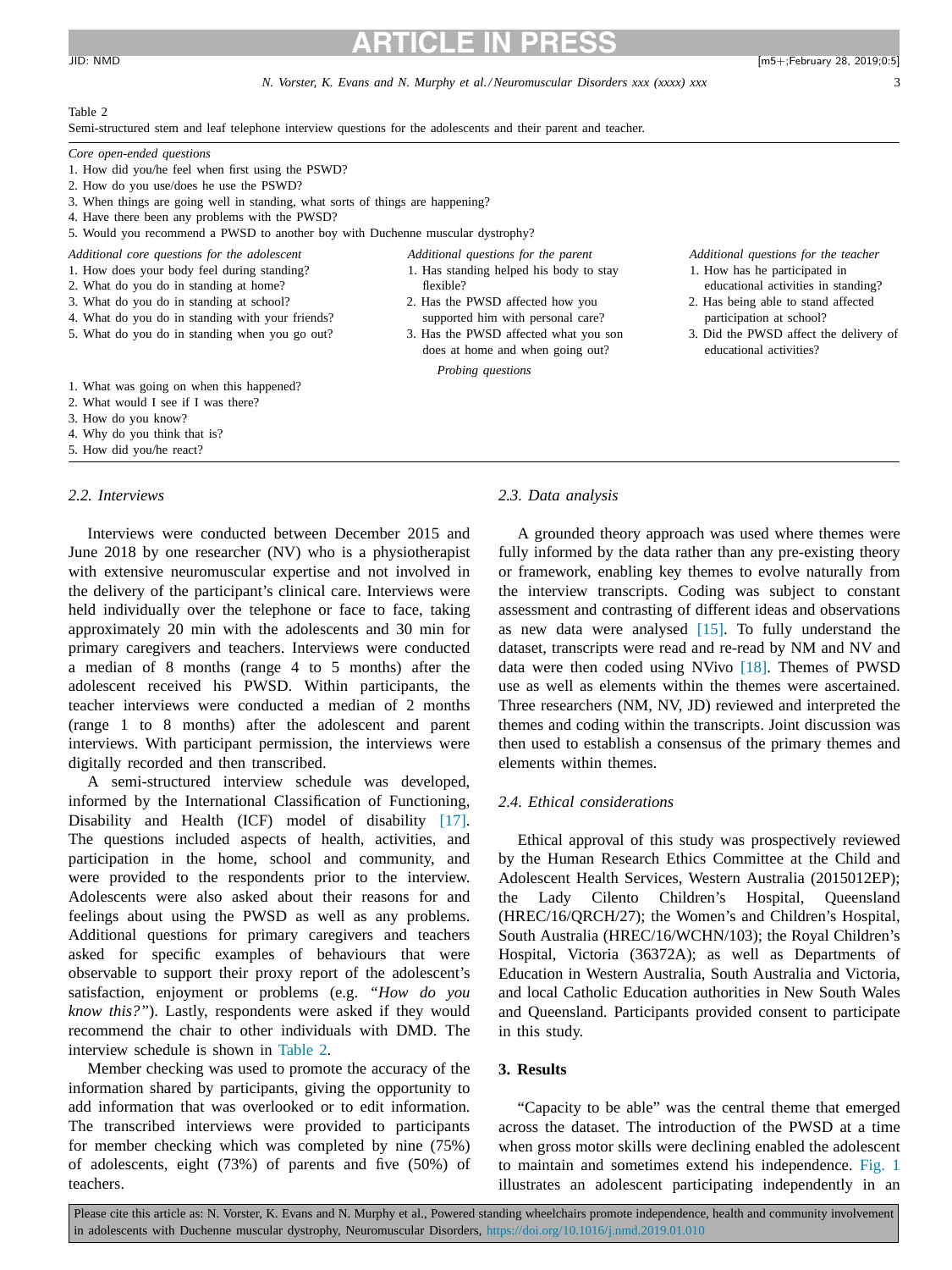Table 2
Semi-structured stem and leaf telephone interview questions for the adolescents and their parent and teacher.

*Core open-ended questions*

1. How did you/he feel when first using the PSWD?
2. How do you use/does he use the PSWD?
3. When things are going well in standing, what sorts of things are happening?
4. Have there been any problems with the PSWD?
5. Would you recommend a PWSD to another boy with Duchenne muscular dystrophy?

| *Additional core questions for the adolescent* | *Additional questions for the parent* | *Additional questions for the teacher* |
|---|---|---|
| 1. How does your body feel during standing? | 1. Has standing helped his body to stay flexible? | 1. How has he participated in educational activities in standing? |
| 2. What do you do in standing at home? | 2. Has the PWSD affected how you supported him with personal care? | 2. Has being able to stand affected participation at school? |
| 3. What do you do in standing at school? | 3. Has the PWSD affected what you son does at home and when going out? | 3. Did the PWSD affect the delivery of educational activities? |
| 4. What do you do in standing with your friends? | | |
| 5. What do you do in standing when you go out? | | |

*Probing questions*

1. What was going on when this happened?
2. What would I see if I was there?
3. How do you know?
4. Why do you think that is?
5. How did you/he react?

### 2.2. Interviews

Interviews were conducted between December 2015 and June 2018 by one researcher (NV) who is a physiotherapist with extensive neuromuscular expertise and not involved in the delivery of the participant's clinical care. Interviews were held individually over the telephone or face to face, taking approximately 20 min with the adolescents and 30 min for primary caregivers and teachers. Interviews were conducted a median of 8 months (range 4 to 5 months) after the adolescent received his PWSD. Within participants, the teacher interviews were conducted a median of 2 months (range 1 to 8 months) after the adolescent and parent interviews. With participant permission, the interviews were digitally recorded and then transcribed.

A semi-structured interview schedule was developed, informed by the International Classification of Functioning, Disability and Health (ICF) model of disability [17]. The questions included aspects of health, activities, and participation in the home, school and community, and were provided to the respondents prior to the interview. Adolescents were also asked about their reasons for and feelings about using the PWSD as well as any problems. Additional questions for primary caregivers and teachers asked for specific examples of behaviours that were observable to support their proxy report of the adolescent's satisfaction, enjoyment or problems (e.g. "*How do you know this?*"). Lastly, respondents were asked if they would recommend the chair to other individuals with DMD. The interview schedule is shown in Table 2.

Member checking was used to promote the accuracy of the information shared by participants, giving the opportunity to add information that was overlooked or to edit information. The transcribed interviews were provided to participants for member checking which was completed by nine (75%) of adolescents, eight (73%) of parents and five (50%) of teachers.

### 2.3. Data analysis

A grounded theory approach was used where themes were fully informed by the data rather than any pre-existing theory or framework, enabling key themes to evolve naturally from the interview transcripts. Coding was subject to constant assessment and contrasting of different ideas and observations as new data were analysed [15]. To fully understand the dataset, transcripts were read and re-read by NM and NV and data were then coded using NVivo [18]. Themes of PWSD use as well as elements within the themes were ascertained. Three researchers (NM, NV, JD) reviewed and interpreted the themes and coding within the transcripts. Joint discussion was then used to establish a consensus of the primary themes and elements within themes.

### 2.4. Ethical considerations

Ethical approval of this study was prospectively reviewed by the Human Research Ethics Committee at the Child and Adolescent Health Services, Western Australia (2015012EP); the Lady Cilento Children's Hospital, Queensland (HREC/16/QRCH/27); the Women's and Children's Hospital, South Australia (HREC/16/WCHN/103); the Royal Children's Hospital, Victoria (36372A); as well as Departments of Education in Western Australia, South Australia and Victoria, and local Catholic Education authorities in New South Wales and Queensland. Participants provided consent to participate in this study.

## 3. Results

"Capacity to be able" was the central theme that emerged across the dataset. The introduction of the PWSD at a time when gross motor skills were declining enabled the adolescent to maintain and sometimes extend his independence. Fig. 1 illustrates an adolescent participating independently in an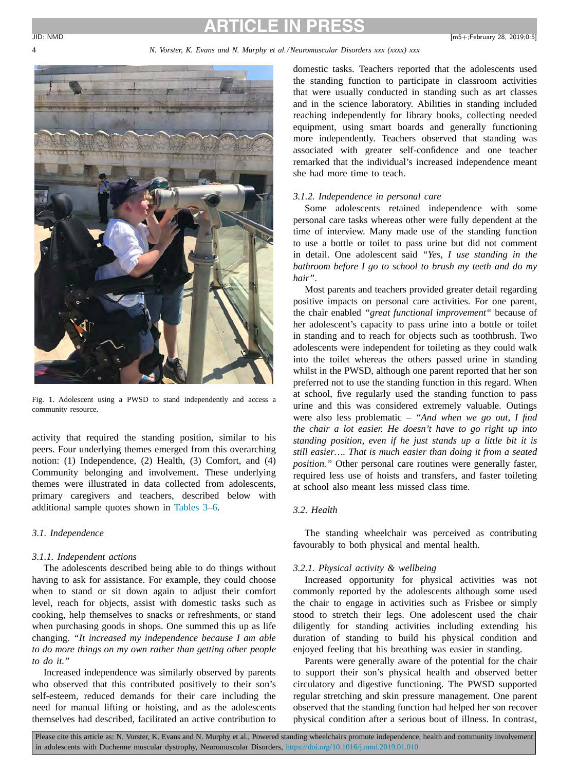Fig. 1. Adolescent using a PWSD to stand independently and access a community resource.

activity that required the standing position, similar to his peers. Four underlying themes emerged from this overarching notion: (1) Independence, (2) Health, (3) Comfort, and (4) Community belonging and involvement. These underlying themes were illustrated in data collected from adolescents, primary caregivers and teachers, described below with additional sample quotes shown in Tables 3–6.

### 3.1. Independence

#### 3.1.1. Independent actions

The adolescents described being able to do things without having to ask for assistance. For example, they could choose when to stand or sit down again to adjust their comfort level, reach for objects, assist with domestic tasks such as cooking, help themselves to snacks or refreshments, or stand when purchasing goods in shops. One summed this up as life changing. "*It increased my independence because I am able to do more things on my own rather than getting other people to do it.*"

Increased independence was similarly observed by parents who observed that this contributed positively to their son's self-esteem, reduced demands for their care including the need for manual lifting or hoisting, and as the adolescents themselves had described, facilitated an active contribution to domestic tasks. Teachers reported that the adolescents used the standing function to participate in classroom activities that were usually conducted in standing such as art classes and in the science laboratory. Abilities in standing included reaching independently for library books, collecting needed equipment, using smart boards and generally functioning more independently. Teachers observed that standing was associated with greater self-confidence and one teacher remarked that the individual's increased independence meant she had more time to teach.

#### 3.1.2. Independence in personal care

Some adolescents retained independence with some personal care tasks whereas other were fully dependent at the time of interview. Many made use of the standing function to use a bottle or toilet to pass urine but did not comment in detail. One adolescent said "*Yes, I use standing in the bathroom before I go to school to brush my teeth and do my hair*".

Most parents and teachers provided greater detail regarding positive impacts on personal care activities. For one parent, the chair enabled "*great functional improvement*" because of her adolescent's capacity to pass urine into a bottle or toilet in standing and to reach for objects such as toothbrush. Two adolescents were independent for toileting as they could walk into the toilet whereas the others passed urine in standing whilst in the PWSD, although one parent reported that her son preferred not to use the standing function in this regard. When at school, five regularly used the standing function to pass urine and this was considered extremely valuable. Outings were also less problematic – "*And when we go out, I find the chair a lot easier. He doesn't have to go right up into standing position, even if he just stands up a little bit it is still easier…. That is much easier than doing it from a seated position.*" Other personal care routines were generally faster, required less use of hoists and transfers, and faster toileting at school also meant less missed class time.

### 3.2. Health

The standing wheelchair was perceived as contributing favourably to both physical and mental health.

#### 3.2.1. Physical activity & wellbeing

Increased opportunity for physical activities was not commonly reported by the adolescents although some used the chair to engage in activities such as Frisbee or simply stood to stretch their legs. One adolescent used the chair diligently for standing activities including extending his duration of standing to build his physical condition and enjoyed feeling that his breathing was easier in standing.

Parents were generally aware of the potential for the chair to support their son's physical health and observed better circulatory and digestive functioning. The PWSD supported regular stretching and skin pressure management. One parent observed that the standing function had helped her son recover physical condition after a serious bout of illness. In contrast,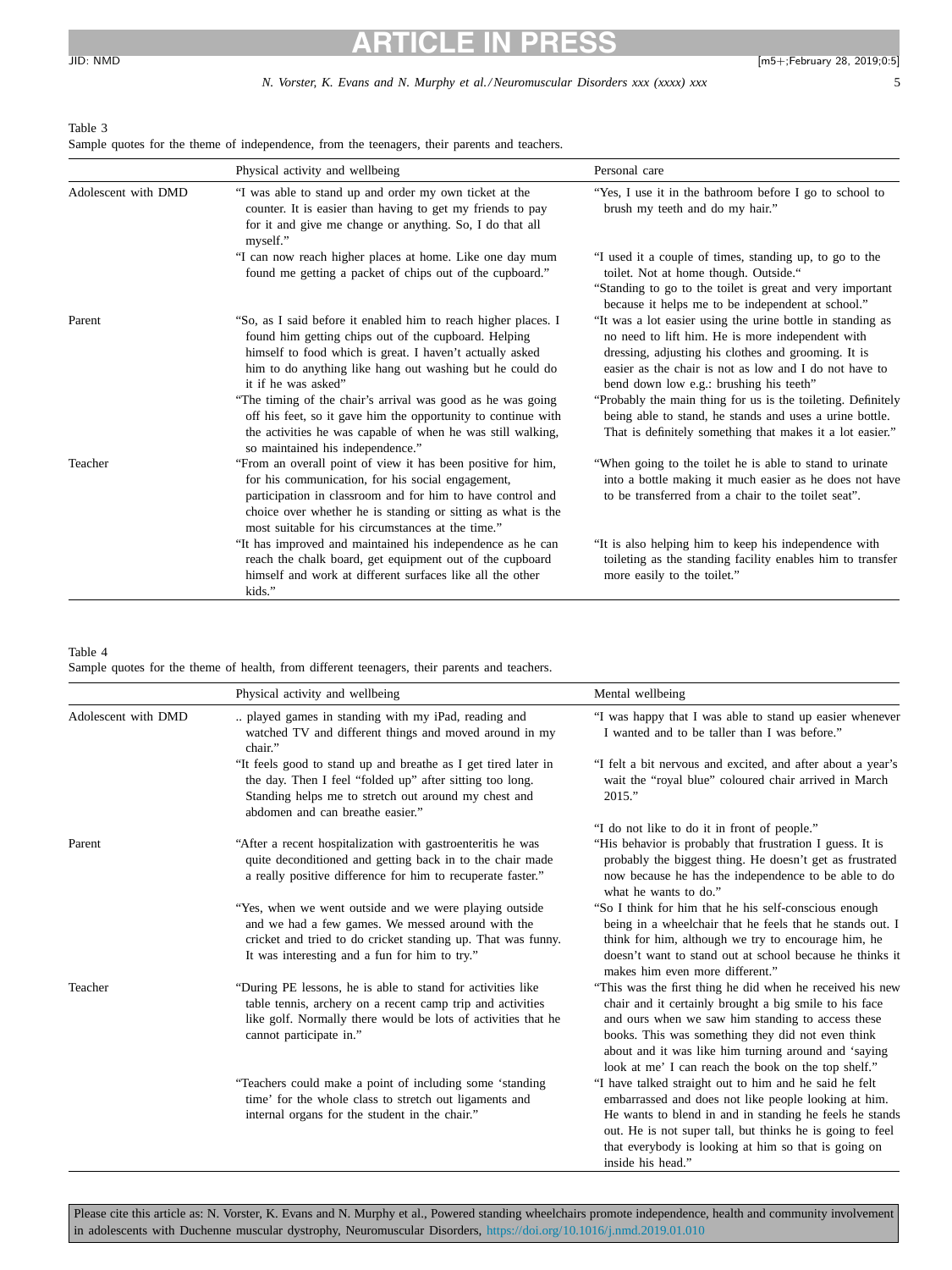Table 3
Sample quotes for the theme of independence, from the teenagers, their parents and teachers.

| | Physical activity and wellbeing | Personal care |
|---|---|---|
| Adolescent with DMD | "I was able to stand up and order my own ticket at the counter. It is easier than having to get my friends to pay for it and give me change or anything. So, I do that all myself." | "Yes, I use it in the bathroom before I go to school to brush my teeth and do my hair." |
| | "I can now reach higher places at home. Like one day mum found me getting a packet of chips out of the cupboard." | "I used it a couple of times, standing up, to go to the toilet. Not at home though. Outside."<br>"Standing to go to the toilet is great and very important because it helps me to be independent at school." |
| Parent | "So, as I said before it enabled him to reach higher places. I found him getting chips out of the cupboard. Helping himself to food which is great. I haven't actually asked him to do anything like hang out washing but he could do it if he was asked" | "It was a lot easier using the urine bottle in standing as no need to lift him. He is more independent with dressing, adjusting his clothes and grooming. It is easier as the chair is not as low and I do not have to bend down low e.g.: brushing his teeth" |
| | "The timing of the chair's arrival was good as he was going off his feet, so it gave him the opportunity to continue with the activities he was capable of when he was still walking, so maintained his independence." | "Probably the main thing for us is the toileting. Definitely being able to stand, he stands and uses a urine bottle. That is definitely something that makes it a lot easier." |
| Teacher | "From an overall point of view it has been positive for him, for his communication, for his social engagement, participation in classroom and for him to have control and choice over whether he is standing or sitting as what is the most suitable for his circumstances at the time." | "When going to the toilet he is able to stand to urinate into a bottle making it much easier as he does not have to be transferred from a chair to the toilet seat". |
| | "It has improved and maintained his independence as he can reach the chalk board, get equipment out of the cupboard himself and work at different surfaces like all the other kids." | "It is also helping him to keep his independence with toileting as the standing facility enables him to transfer more easily to the toilet." |

Table 4
Sample quotes for the theme of health, from different teenagers, their parents and teachers.

| | Physical activity and wellbeing | Mental wellbeing |
|---|---|---|
| Adolescent with DMD | .. played games in standing with my iPad, reading and watched TV and different things and moved around in my chair." | "I was happy that I was able to stand up easier whenever I wanted and to be taller than I was before." |
| | "It feels good to stand up and breathe as I get tired later in the day. Then I feel "folded up" after sitting too long. Standing helps me to stretch out around my chest and abdomen and can breathe easier." | "I felt a bit nervous and excited, and after about a year's wait the "royal blue" coloured chair arrived in March 2015." |
| | | "I do not like to do it in front of people." |
| Parent | "After a recent hospitalization with gastroenteritis he was quite deconditioned and getting back in to the chair made a really positive difference for him to recuperate faster." | "His behavior is probably that frustration I guess. It is probably the biggest thing. He doesn't get as frustrated now because he has the independence to be able to do what he wants to do." |
| | "Yes, when we went outside and we were playing outside and we had a few games. We messed around with the cricket and tried to do cricket standing up. That was funny. It was interesting and a fun for him to try." | "So I think for him that he his self-conscious enough being in a wheelchair that he feels that he stands out. I think for him, although we try to encourage him, he doesn't want to stand out at school because he thinks it makes him even more different." |
| Teacher | "During PE lessons, he is able to stand for activities like table tennis, archery on a recent camp trip and activities like golf. Normally there would be lots of activities that he cannot participate in." | "This was the first thing he did when he received his new chair and it certainly brought a big smile to his face and ours when we saw him standing to access these books. This was something they did not even think about and it was like him turning around and 'saying look at me' I can reach the book on the top shelf." |
| | "Teachers could make a point of including some 'standing time' for the whole class to stretch out ligaments and internal organs for the student in the chair." | "I have talked straight out to him and he said he felt embarrassed and does not like people looking at him. He wants to blend in and in standing he feels he stands out. He is not super tall, but thinks he is going to feel that everybody is looking at him so that is going on inside his head." |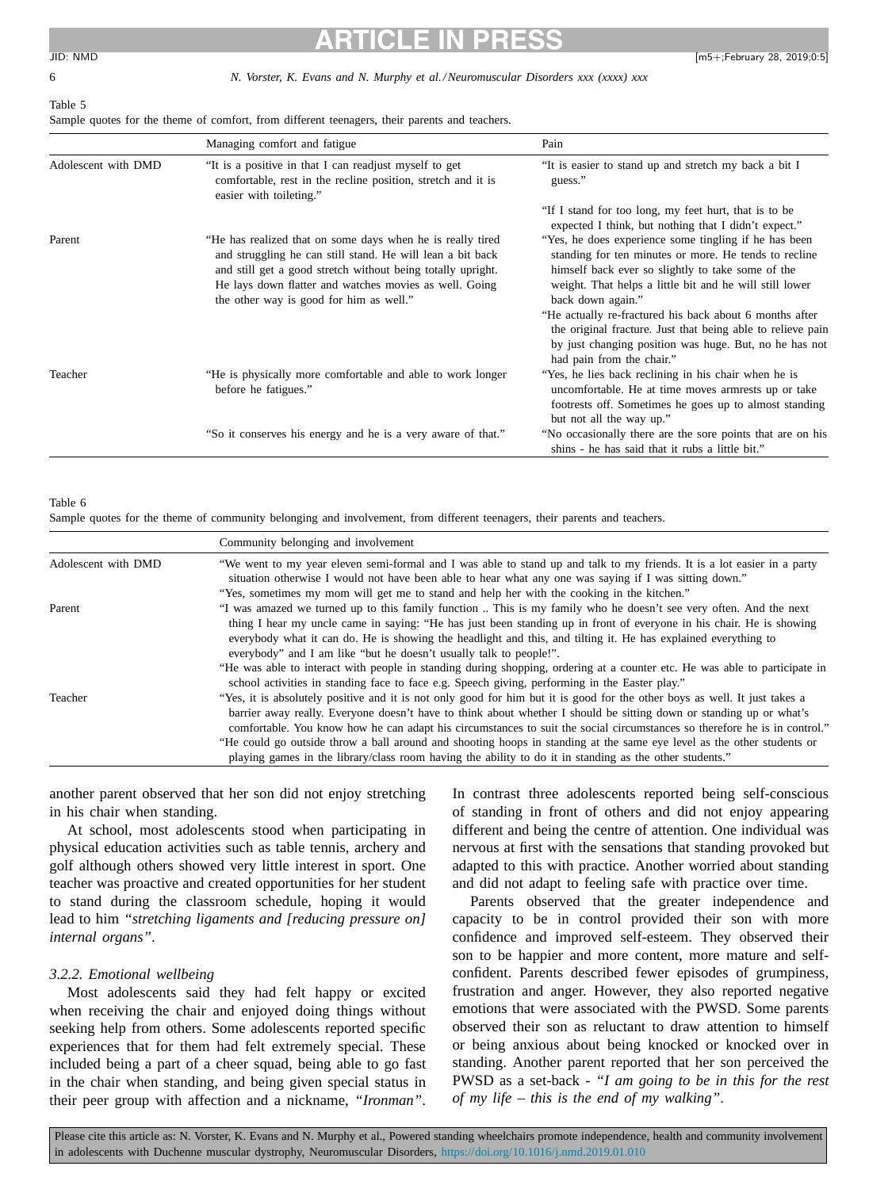Table 5
Sample quotes for the theme of comfort, from different teenagers, their parents and teachers.

| | Managing comfort and fatigue | Pain |
|---|---|---|
| Adolescent with DMD | "It is a positive in that I can readjust myself to get comfortable, rest in the recline position, stretch and it is easier with toileting." | "It is easier to stand up and stretch my back a bit I guess." |
| | | "If I stand for too long, my feet hurt, that is to be expected I think, but nothing that I didn't expect." |
| Parent | "He has realized that on some days when he is really tired and struggling he can still stand. He will lean a bit back and still get a good stretch without being totally upright. He lays down flatter and watches movies as well. Going the other way is good for him as well." | "Yes, he does experience some tingling if he has been standing for ten minutes or more. He tends to recline himself back ever so slightly to take some of the weight. That helps a little bit and he will still lower back down again." |
| | | "He actually re-fractured his back about 6 months after the original fracture. Just that being able to relieve pain by just changing position was huge. But, no he has not had pain from the chair." |
| Teacher | "He is physically more comfortable and able to work longer before he fatigues." | "Yes, he lies back reclining in his chair when he is uncomfortable. He at time moves armrests up or take footrests off. Sometimes he goes up to almost standing but not all the way up." |
| | "So it conserves his energy and he is a very aware of that." | "No occasionally there are the sore points that are on his shins - he has said that it rubs a little bit." |

Table 6
Sample quotes for the theme of community belonging and involvement, from different teenagers, their parents and teachers.

| | Community belonging and involvement |
|---|---|
| Adolescent with DMD | "We went to my year eleven semi-formal and I was able to stand up and talk to my friends. It is a lot easier in a party situation otherwise I would not have been able to hear what any one was saying if I was sitting down." |
| | "Yes, sometimes my mom will get me to stand and help her with the cooking in the kitchen." |
| Parent | "I was amazed we turned up to this family function .. This is my family who he doesn't see very often. And the next thing I hear my uncle came in saying: "He has just been standing up in front of everyone in his chair. He is showing everybody what it can do. He is showing the headlight and this, and tilting it. He has explained everything to everybody" and I am like "but he doesn't usually talk to people!". |
| | "He was able to interact with people in standing during shopping, ordering at a counter etc. He was able to participate in school activities in standing face to face e.g. Speech giving, performing in the Easter play." |
| Teacher | "Yes, it is absolutely positive and it is not only good for him but it is good for the other boys as well. It just takes a barrier away really. Everyone doesn't have to think about whether I should be sitting down or standing up or what's comfortable. You know how he can adapt his circumstances to suit the social circumstances so therefore he is in control." |
| | "He could go outside throw a ball around and shooting hoops in standing at the same eye level as the other students or playing games in the library/class room having the ability to do it in standing as the other students." |

another parent observed that her son did not enjoy stretching in his chair when standing.

At school, most adolescents stood when participating in physical education activities such as table tennis, archery and golf although others showed very little interest in sport. One teacher was proactive and created opportunities for her student to stand during the classroom schedule, hoping it would lead to him *"stretching ligaments and [reducing pressure on] internal organs"*.

#### 3.2.2. Emotional wellbeing

Most adolescents said they had felt happy or excited when receiving the chair and enjoyed doing things without seeking help from others. Some adolescents reported specific experiences that for them had felt extremely special. These included being a part of a cheer squad, being able to go fast in the chair when standing, and being given special status in their peer group with affection and a nickname, *"Ironman"*. In contrast three adolescents reported being self-conscious of standing in front of others and did not enjoy appearing different and being the centre of attention. One individual was nervous at first with the sensations that standing provoked but adapted to this with practice. Another worried about standing and did not adapt to feeling safe with practice over time.

Parents observed that the greater independence and capacity to be in control provided their son with more confidence and improved self-esteem. They observed their son to be happier and more content, more mature and self-confident. Parents described fewer episodes of grumpiness, frustration and anger. However, they also reported negative emotions that were associated with the PWSD. Some parents observed their son as reluctant to draw attention to himself or being anxious about being knocked or knocked over in standing. Another parent reported that her son perceived the PWSD as a set-back - *"I am going to be in this for the rest of my life – this is the end of my walking"*.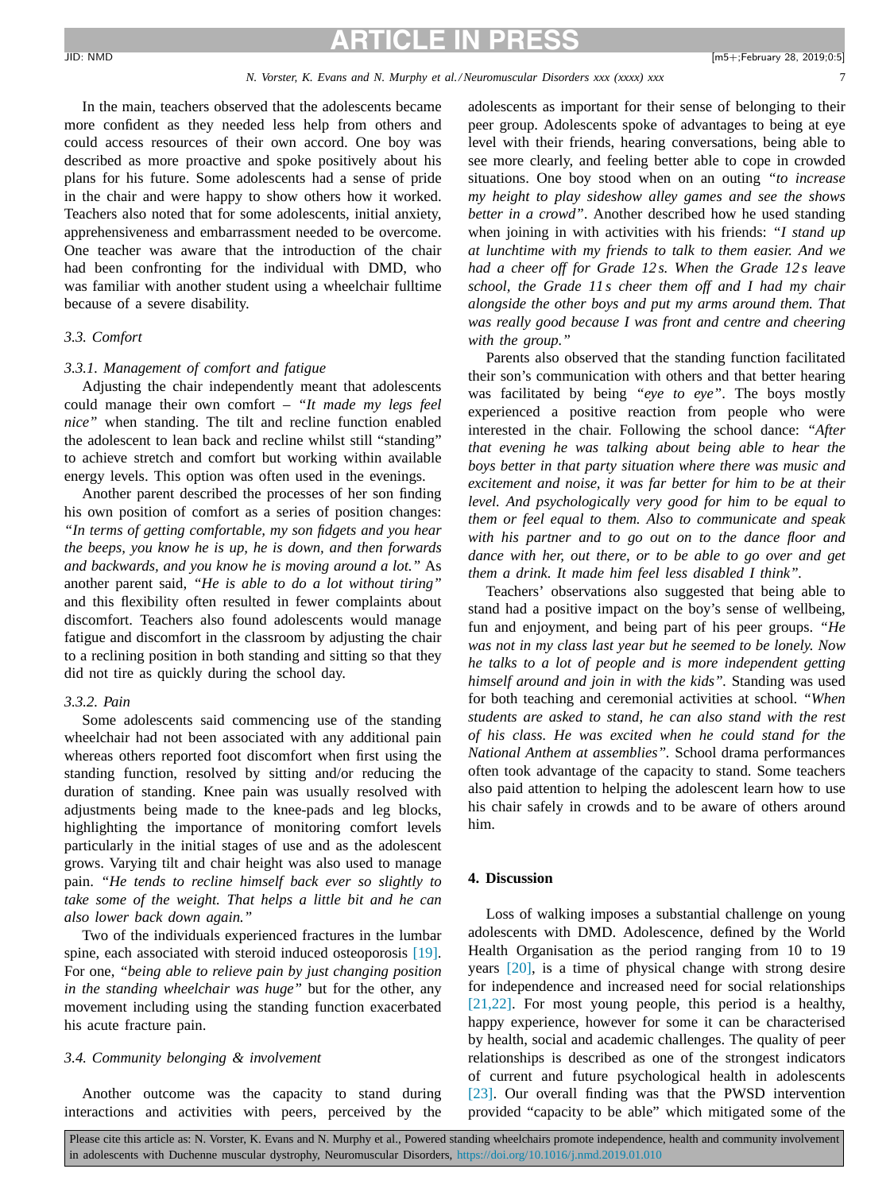In the main, teachers observed that the adolescents became more confident as they needed less help from others and could access resources of their own accord. One boy was described as more proactive and spoke positively about his plans for his future. Some adolescents had a sense of pride in the chair and were happy to show others how it worked. Teachers also noted that for some adolescents, initial anxiety, apprehensiveness and embarrassment needed to be overcome. One teacher was aware that the introduction of the chair had been confronting for the individual with DMD, who was familiar with another student using a wheelchair fulltime because of a severe disability.

### *3.3. Comfort*

#### *3.3.1. Management of comfort and fatigue*

Adjusting the chair independently meant that adolescents could manage their own comfort – *"It made my legs feel nice"* when standing. The tilt and recline function enabled the adolescent to lean back and recline whilst still "standing" to achieve stretch and comfort but working within available energy levels. This option was often used in the evenings.

Another parent described the processes of her son finding his own position of comfort as a series of position changes: *"In terms of getting comfortable, my son fidgets and you hear the beeps, you know he is up, he is down, and then forwards and backwards, and you know he is moving around a lot."* As another parent said, *"He is able to do a lot without tiring"* and this flexibility often resulted in fewer complaints about discomfort. Teachers also found adolescents would manage fatigue and discomfort in the classroom by adjusting the chair to a reclining position in both standing and sitting so that they did not tire as quickly during the school day.

#### *3.3.2. Pain*

Some adolescents said commencing use of the standing wheelchair had not been associated with any additional pain whereas others reported foot discomfort when first using the standing function, resolved by sitting and/or reducing the duration of standing. Knee pain was usually resolved with adjustments being made to the knee-pads and leg blocks, highlighting the importance of monitoring comfort levels particularly in the initial stages of use and as the adolescent grows. Varying tilt and chair height was also used to manage pain. *"He tends to recline himself back ever so slightly to take some of the weight. That helps a little bit and he can also lower back down again."*

Two of the individuals experienced fractures in the lumbar spine, each associated with steroid induced osteoporosis [19]. For one, *"being able to relieve pain by just changing position in the standing wheelchair was huge"* but for the other, any movement including using the standing function exacerbated his acute fracture pain.

### *3.4. Community belonging & involvement*

Another outcome was the capacity to stand during interactions and activities with peers, perceived by the adolescents as important for their sense of belonging to their peer group. Adolescents spoke of advantages to being at eye level with their friends, hearing conversations, being able to see more clearly, and feeling better able to cope in crowded situations. One boy stood when on an outing *"to increase my height to play sideshow alley games and see the shows better in a crowd"*. Another described how he used standing when joining in with activities with his friends: *"I stand up at lunchtime with my friends to talk to them easier. And we had a cheer off for Grade 12s. When the Grade 12s leave school, the Grade 11s cheer them off and I had my chair alongside the other boys and put my arms around them. That was really good because I was front and centre and cheering with the group."*

Parents also observed that the standing function facilitated their son's communication with others and that better hearing was facilitated by being *"eye to eye"*. The boys mostly experienced a positive reaction from people who were interested in the chair. Following the school dance: *"After that evening he was talking about being able to hear the boys better in that party situation where there was music and excitement and noise, it was far better for him to be at their level. And psychologically very good for him to be equal to them or feel equal to them. Also to communicate and speak with his partner and to go out on to the dance floor and dance with her, out there, or to be able to go over and get them a drink. It made him feel less disabled I think"*.

Teachers' observations also suggested that being able to stand had a positive impact on the boy's sense of wellbeing, fun and enjoyment, and being part of his peer groups. *"He was not in my class last year but he seemed to be lonely. Now he talks to a lot of people and is more independent getting himself around and join in with the kids"*. Standing was used for both teaching and ceremonial activities at school. *"When students are asked to stand, he can also stand with the rest of his class. He was excited when he could stand for the National Anthem at assemblies"*. School drama performances often took advantage of the capacity to stand. Some teachers also paid attention to helping the adolescent learn how to use his chair safely in crowds and to be aware of others around him.

## **4. Discussion**

Loss of walking imposes a substantial challenge on young adolescents with DMD. Adolescence, defined by the World Health Organisation as the period ranging from 10 to 19 years [20], is a time of physical change with strong desire for independence and increased need for social relationships [21,22]. For most young people, this period is a healthy, happy experience, however for some it can be characterised by health, social and academic challenges. The quality of peer relationships is described as one of the strongest indicators of current and future psychological health in adolescents [23]. Our overall finding was that the PWSD intervention provided "capacity to be able" which mitigated some of the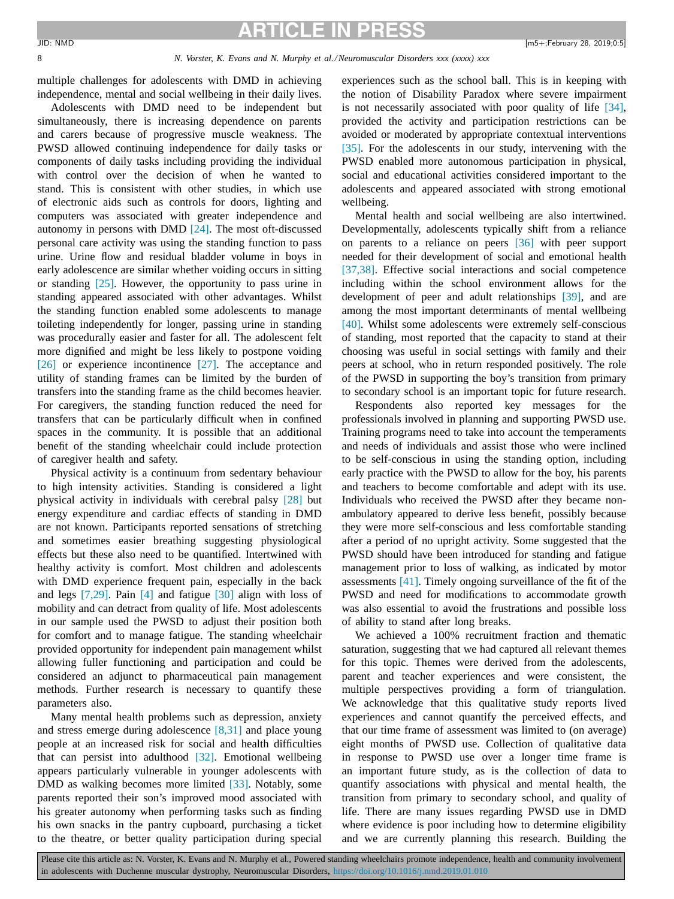multiple challenges for adolescents with DMD in achieving independence, mental and social wellbeing in their daily lives.

Adolescents with DMD need to be independent but simultaneously, there is increasing dependence on parents and carers because of progressive muscle weakness. The PWSD allowed continuing independence for daily tasks or components of daily tasks including providing the individual with control over the decision of when he wanted to stand. This is consistent with other studies, in which use of electronic aids such as controls for doors, lighting and computers was associated with greater independence and autonomy in persons with DMD [24]. The most oft-discussed personal care activity was using the standing function to pass urine. Urine flow and residual bladder volume in boys in early adolescence are similar whether voiding occurs in sitting or standing [25]. However, the opportunity to pass urine in standing appeared associated with other advantages. Whilst the standing function enabled some adolescents to manage toileting independently for longer, passing urine in standing was procedurally easier and faster for all. The adolescent felt more dignified and might be less likely to postpone voiding [26] or experience incontinence [27]. The acceptance and utility of standing frames can be limited by the burden of transfers into the standing frame as the child becomes heavier. For caregivers, the standing function reduced the need for transfers that can be particularly difficult when in confined spaces in the community. It is possible that an additional benefit of the standing wheelchair could include protection of caregiver health and safety.

Physical activity is a continuum from sedentary behaviour to high intensity activities. Standing is considered a light physical activity in individuals with cerebral palsy [28] but energy expenditure and cardiac effects of standing in DMD are not known. Participants reported sensations of stretching and sometimes easier breathing suggesting physiological effects but these also need to be quantified. Intertwined with healthy activity is comfort. Most children and adolescents with DMD experience frequent pain, especially in the back and legs [7,29]. Pain [4] and fatigue [30] align with loss of mobility and can detract from quality of life. Most adolescents in our sample used the PWSD to adjust their position both for comfort and to manage fatigue. The standing wheelchair provided opportunity for independent pain management whilst allowing fuller functioning and participation and could be considered an adjunct to pharmaceutical pain management methods. Further research is necessary to quantify these parameters also.

Many mental health problems such as depression, anxiety and stress emerge during adolescence [8,31] and place young people at an increased risk for social and health difficulties that can persist into adulthood [32]. Emotional wellbeing appears particularly vulnerable in younger adolescents with DMD as walking becomes more limited [33]. Notably, some parents reported their son's improved mood associated with his greater autonomy when performing tasks such as finding his own snacks in the pantry cupboard, purchasing a ticket to the theatre, or better quality participation during special experiences such as the school ball. This is in keeping with the notion of Disability Paradox where severe impairment is not necessarily associated with poor quality of life [34], provided the activity and participation restrictions can be avoided or moderated by appropriate contextual interventions [35]. For the adolescents in our study, intervening with the PWSD enabled more autonomous participation in physical, social and educational activities considered important to the adolescents and appeared associated with strong emotional wellbeing.

Mental health and social wellbeing are also intertwined. Developmentally, adolescents typically shift from a reliance on parents to a reliance on peers [36] with peer support needed for their development of social and emotional health [37,38]. Effective social interactions and social competence including within the school environment allows for the development of peer and adult relationships [39], and are among the most important determinants of mental wellbeing [40]. Whilst some adolescents were extremely self-conscious of standing, most reported that the capacity to stand at their choosing was useful in social settings with family and their peers at school, who in return responded positively. The role of the PWSD in supporting the boy's transition from primary to secondary school is an important topic for future research.

Respondents also reported key messages for the professionals involved in planning and supporting PWSD use. Training programs need to take into account the temperaments and needs of individuals and assist those who were inclined to be self-conscious in using the standing option, including early practice with the PWSD to allow for the boy, his parents and teachers to become comfortable and adept with its use. Individuals who received the PWSD after they became non-ambulatory appeared to derive less benefit, possibly because they were more self-conscious and less comfortable standing after a period of no upright activity. Some suggested that the PWSD should have been introduced for standing and fatigue management prior to loss of walking, as indicated by motor assessments [41]. Timely ongoing surveillance of the fit of the PWSD and need for modifications to accommodate growth was also essential to avoid the frustrations and possible loss of ability to stand after long breaks.

We achieved a 100% recruitment fraction and thematic saturation, suggesting that we had captured all relevant themes for this topic. Themes were derived from the adolescents, parent and teacher experiences and were consistent, the multiple perspectives providing a form of triangulation. We acknowledge that this qualitative study reports lived experiences and cannot quantify the perceived effects, and that our time frame of assessment was limited to (on average) eight months of PWSD use. Collection of qualitative data in response to PWSD use over a longer time frame is an important future study, as is the collection of data to quantify associations with physical and mental health, the transition from primary to secondary school, and quality of life. There are many issues regarding PWSD use in DMD where evidence is poor including how to determine eligibility and we are currently planning this research. Building the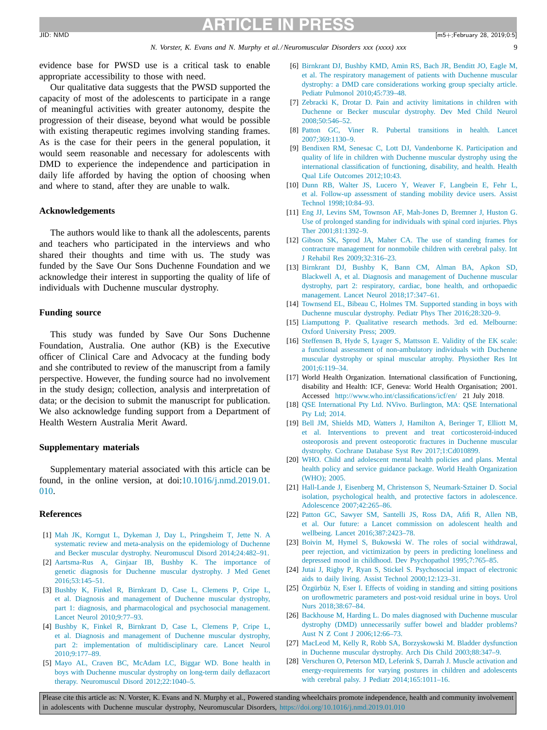evidence base for PWSD use is a critical task to enable appropriate accessibility to those with need.

Our qualitative data suggests that the PWSD supported the capacity of most of the adolescents to participate in a range of meaningful activities with greater autonomy, despite the progression of their disease, beyond what would be possible with existing therapeutic regimes involving standing frames. As is the case for their peers in the general population, it would seem reasonable and necessary for adolescents with DMD to experience the independence and participation in daily life afforded by having the option of choosing when and where to stand, after they are unable to walk.

## Acknowledgements

The authors would like to thank all the adolescents, parents and teachers who participated in the interviews and who shared their thoughts and time with us. The study was funded by the Save Our Sons Duchenne Foundation and we acknowledge their interest in supporting the quality of life of individuals with Duchenne muscular dystrophy.

## Funding source

This study was funded by Save Our Sons Duchenne Foundation, Australia. One author (KB) is the Executive officer of Clinical Care and Advocacy at the funding body and she contributed to review of the manuscript from a family perspective. However, the funding source had no involvement in the study design; collection, analysis and interpretation of data; or the decision to submit the manuscript for publication. We also acknowledge funding support from a Department of Health Western Australia Merit Award.

## Supplementary materials

Supplementary material associated with this article can be found, in the online version, at doi:10.1016/j.nmd.2019.01.010.

## References

[1] Mah JK, Korngut L, Dykeman J, Day L, Pringsheim T, Jette N. A systematic review and meta-analysis on the epidemiology of Duchenne and Becker muscular dystrophy. Neuromuscul Disord 2014;24:482–91.

[2] Aartsma-Rus A, Ginjaar IB, Bushby K. The importance of genetic diagnosis for Duchenne muscular dystrophy. J Med Genet 2016;53:145–51.

[3] Bushby K, Finkel R, Birnkrant D, Case L, Clemens P, Cripe L, et al. Diagnosis and management of Duchenne muscular dystrophy, part 1: diagnosis, and pharmacological and psychosocial management. Lancet Neurol 2010;9:77–93.

[4] Bushby K, Finkel R, Birnkrant D, Case L, Clemens P, Cripe L, et al. Diagnosis and management of Duchenne muscular dystrophy, part 2: implementation of multidisciplinary care. Lancet Neurol 2010;9:177–89.

[5] Mayo AL, Craven BC, McAdam LC, Biggar WD. Bone health in boys with Duchenne muscular dystrophy on long-term daily deflazacort therapy. Neuromuscul Disord 2012;22:1040–5.

[6] Birnkrant DJ, Bushby KMD, Amin RS, Bach JR, Benditt JO, Eagle M, et al. The respiratory management of patients with Duchenne muscular dystrophy: a DMD care considerations working group specialty article. Pediatr Pulmonol 2010;45:739–48.

[7] Zebracki K, Drotar D. Pain and activity limitations in children with Duchenne or Becker muscular dystrophy. Dev Med Child Neurol 2008;50:546–52.

[8] Patton GC, Viner R. Pubertal transitions in health. Lancet 2007;369:1130–9.

[9] Bendixen RM, Senesac C, Lott DJ, Vandenborne K. Participation and quality of life in children with Duchenne muscular dystrophy using the international classification of functioning, disability, and health. Health Qual Life Outcomes 2012;10:43.

[10] Dunn RB, Walter JS, Lucero Y, Weaver F, Langbein E, Fehr L, et al. Follow-up assessment of standing mobility device users. Assist Technol 1998;10:84–93.

[11] Eng JJ, Levins SM, Townson AF, Mah-Jones D, Bremner J, Huston G. Use of prolonged standing for individuals with spinal cord injuries. Phys Ther 2001;81:1392–9.

[12] Gibson SK, Sprod JA, Maher CA. The use of standing frames for contracture management for nonmobile children with cerebral palsy. Int J Rehabil Res 2009;32:316–23.

[13] Birnkrant DJ, Bushby K, Bann CM, Alman BA, Apkon SD, Blackwell A, et al. Diagnosis and management of Duchenne muscular dystrophy, part 2: respiratory, cardiac, bone health, and orthopaedic management. Lancet Neurol 2018;17:347–61.

[14] Townsend EL, Bibeau C, Holmes TM. Supported standing in boys with Duchenne muscular dystrophy. Pediatr Phys Ther 2016;28:320–9.

[15] Liamputtong P. Qualitative research methods. 3rd ed. Melbourne: Oxford University Press; 2009.

[16] Steffensen B, Hyde S, Lyager S, Mattsson E. Validity of the EK scale: a functional assessment of non-ambulatory individuals with Duchenne muscular dystrophy or spinal muscular atrophy. Physiother Res Int 2001;6:119–34.

[17] World Health Organization. International classification of Functioning, disability and Health: ICF, Geneva: World Health Organisation; 2001. Accessed http://www.who.int/classifications/icf/en/ 21 July 2018.

[18] QSE International Pty Ltd. NVivo. Burlington, MA: QSE International Pty Ltd; 2014.

[19] Bell JM, Shields MD, Watters J, Hamilton A, Beringer T, Elliott M, et al. Interventions to prevent and treat corticosteroid-induced osteoporosis and prevent osteoporotic fractures in Duchenne muscular dystrophy. Cochrane Database Syst Rev 2017;1:Cd010899.

[20] WHO. Child and adolescent mental health policies and plans. Mental health policy and service guidance package. World Health Organization (WHO); 2005.

[21] Hall-Lande J, Eisenberg M, Christenson S, Neumark-Sztainer D. Social isolation, psychological health, and protective factors in adolescence. Adolescence 2007;42:265–86.

[22] Patton GC, Sawyer SM, Santelli JS, Ross DA, Afifi R, Allen NB, et al. Our future: a Lancet commission on adolescent health and wellbeing. Lancet 2016;387:2423–78.

[23] Boivin M, Hymel S, Bukowski W. The roles of social withdrawal, peer rejection, and victimization by peers in predicting loneliness and depressed mood in childhood. Dev Psychopathol 1995;7:765–85.

[24] Jutai J, Rigby P, Ryan S, Stickel S. Psychosocial impact of electronic aids to daily living. Assist Technol 2000;12:123–31.

[25] Özgürbüz N, Eser I. Effects of voiding in standing and sitting positions on uroflowmetric parameters and post-void residual urine in boys. Urol Nurs 2018;38:67–84.

[26] Backhouse M, Harding L. Do males diagnosed with Duchenne muscular dystrophy (DMD) unnecessarily suffer bowel and bladder problems? Aust N Z Cont J 2006;12:66–73.

[27] MacLeod M, Kelly R, Robb SA, Borzyskowski M. Bladder dysfunction in Duchenne muscular dystrophy. Arch Dis Child 2003;88:347–9.

[28] Verschuren O, Peterson MD, Leferink S, Darrah J. Muscle activation and energy-requirements for varying postures in children and adolescents with cerebral palsy. J Pediatr 2014;165:1011–16.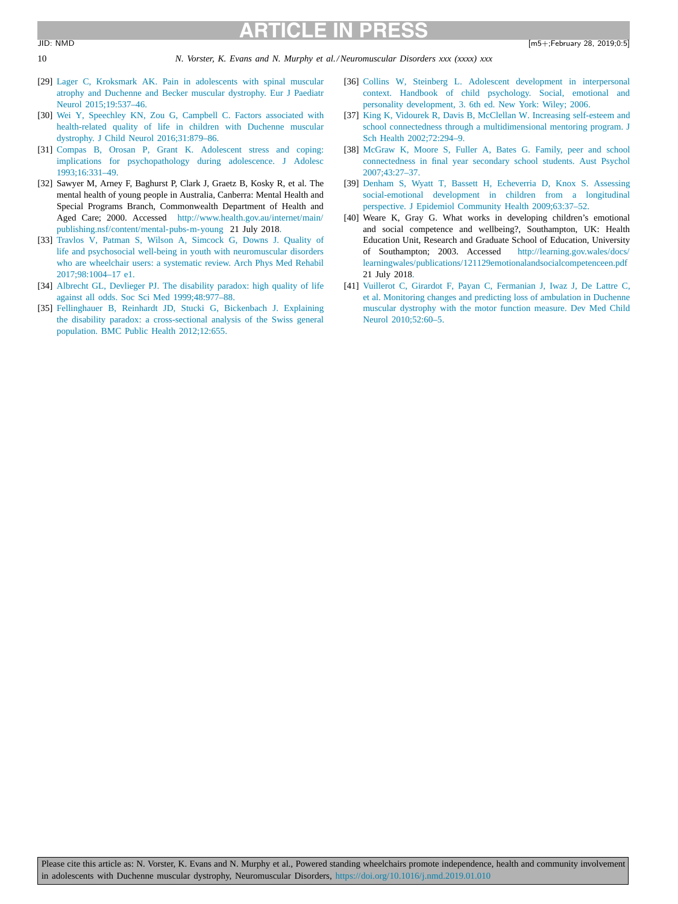[29] Lager C, Kroksmark AK. Pain in adolescents with spinal muscular atrophy and Duchenne and Becker muscular dystrophy. Eur J Paediatr Neurol 2015;19:537–46.

[30] Wei Y, Speechley KN, Zou G, Campbell C. Factors associated with health-related quality of life in children with Duchenne muscular dystrophy. J Child Neurol 2016;31:879–86.

[31] Compas B, Orosan P, Grant K. Adolescent stress and coping: implications for psychopathology during adolescence. J Adolesc 1993;16:331–49.

[32] Sawyer M, Arney F, Baghurst P, Clark J, Graetz B, Kosky R, et al. The mental health of young people in Australia, Canberra: Mental Health and Special Programs Branch, Commonwealth Department of Health and Aged Care; 2000. Accessed http://www.health.gov.au/internet/main/publishing.nsf/content/mental-pubs-m-young 21 July 2018.

[33] Travlos V, Patman S, Wilson A, Simcock G, Downs J. Quality of life and psychosocial well-being in youth with neuromuscular disorders who are wheelchair users: a systematic review. Arch Phys Med Rehabil 2017;98:1004–17 e1.

[34] Albrecht GL, Devlieger PJ. The disability paradox: high quality of life against all odds. Soc Sci Med 1999;48:977–88.

[35] Fellinghauer B, Reinhardt JD, Stucki G, Bickenbach J. Explaining the disability paradox: a cross-sectional analysis of the Swiss general population. BMC Public Health 2012;12:655.

[36] Collins W, Steinberg L. Adolescent development in interpersonal context. Handbook of child psychology. Social, emotional and personality development, 3. 6th ed. New York: Wiley; 2006.

[37] King K, Vidourek R, Davis B, McClellan W. Increasing self-esteem and school connectedness through a multidimensional mentoring program. J Sch Health 2002;72:294–9.

[38] McGraw K, Moore S, Fuller A, Bates G. Family, peer and school connectedness in final year secondary school students. Aust Psychol 2007;43:27–37.

[39] Denham S, Wyatt T, Bassett H, Echeverria D, Knox S. Assessing social-emotional development in children from a longitudinal perspective. J Epidemiol Community Health 2009;63:37–52.

[40] Weare K, Gray G. What works in developing children's emotional and social competence and wellbeing?, Southampton, UK: Health Education Unit, Research and Graduate School of Education, University of Southampton; 2003. Accessed http://learning.gov.wales/docs/learningwales/publications/121129emotionalandsocialcompetenceen.pdf 21 July 2018.

[41] Vuillerot C, Girardot F, Payan C, Fermanian J, Iwaz J, De Lattre C, et al. Monitoring changes and predicting loss of ambulation in Duchenne muscular dystrophy with the motor function measure. Dev Med Child Neurol 2010;52:60–5.